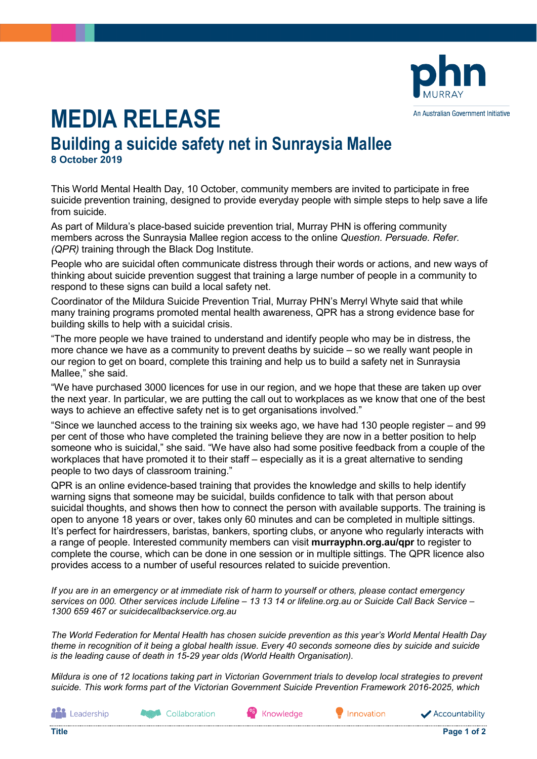# MEDIA RELEASE

## Building a suicide safety net in Sunraysia Mallee

**8 October 2019**

This World Mental Health Day, 10 October, community members are invited to participate in free suicide prevention training, designed to provide everyday people with simple steps to help save a life from suicide.

As part of Mildura's place-based suicide prevention trial, Murray PHN is offering community members across the Sunraysia Mallee region access to the online *Question. Persuade. Refer. (QPR)* training through the Black Dog Institute.

People who are suicidal often communicate distress through their words or actions, and new ways of thinking about suicide prevention suggest that training a large number of people in a community to respond to these signs can build a local safety net.

Coordinator of the Mildura Suicide Prevention Trial, Murray PHN's Merryl Whyte said that while many training programs promoted mental health awareness, QPR has a strong evidence base for building skills to help with a suicidal crisis.

"The more people we have trained to understand and identify people who may be in distress, the more chance we have as a community to prevent deaths by suicide – so we really want people in our region to get on board, complete this training and help us to build a safety net in Sunraysia Mallee," she said.

"We have purchased 3000 licences for use in our region, and we hope that these are taken up over the next year. In particular, we are putting the call out to workplaces as we know that one of the best ways to achieve an effective safety net is to get organisations involved."

"Since we launched access to the training six weeks ago, we have had 130 people register – and 99 per cent of those who have completed the training believe they are now in a better position to help someone who is suicidal," she said. "We have also had some positive feedback from a couple of the workplaces that have promoted it to their staff – especially as it is a great alternative to sending people to two days of classroom training."

QPR is an online evidence-based training that provides the knowledge and skills to help identify warning signs that someone may be suicidal, builds confidence to talk with that person about suicidal thoughts, and shows then how to connect the person with available supports. The training is open to anyone 18 years or over, takes only 60 minutes and can be completed in multiple sittings. It's perfect for hairdressers, baristas, bankers, sporting clubs, or anyone who regularly interacts with a range of people. Interested community members can visit **murrayphn.org.au/qpr** to register to complete the course, which can be done in one session or in multiple sittings. The QPR licence also provides access to a number of useful resources related to suicide prevention.

*If you are in an emergency or at immediate risk of harm to yourself or others, please contact emergency services on 000. Other services include Lifeline – 13 13 14 or lifeline.org.au or Suicide Call Back Service – 1300 659 467 or suicidecallbackservice.org.au*

*The World Federation for Mental Health has chosen suicide prevention as this year's World Mental Health Day theme in recognition of it being a global health issue. Every 40 seconds someone dies by suicide and suicide is the leading cause of death in 15-29 year olds (World Health Organisation).*

*Mildura is one of 12 locations taking part in Victorian Government trials to develop local strategies to prevent suicide. This work forms part of the Victorian Government Suicide Prevention Framework 2016-2025, which*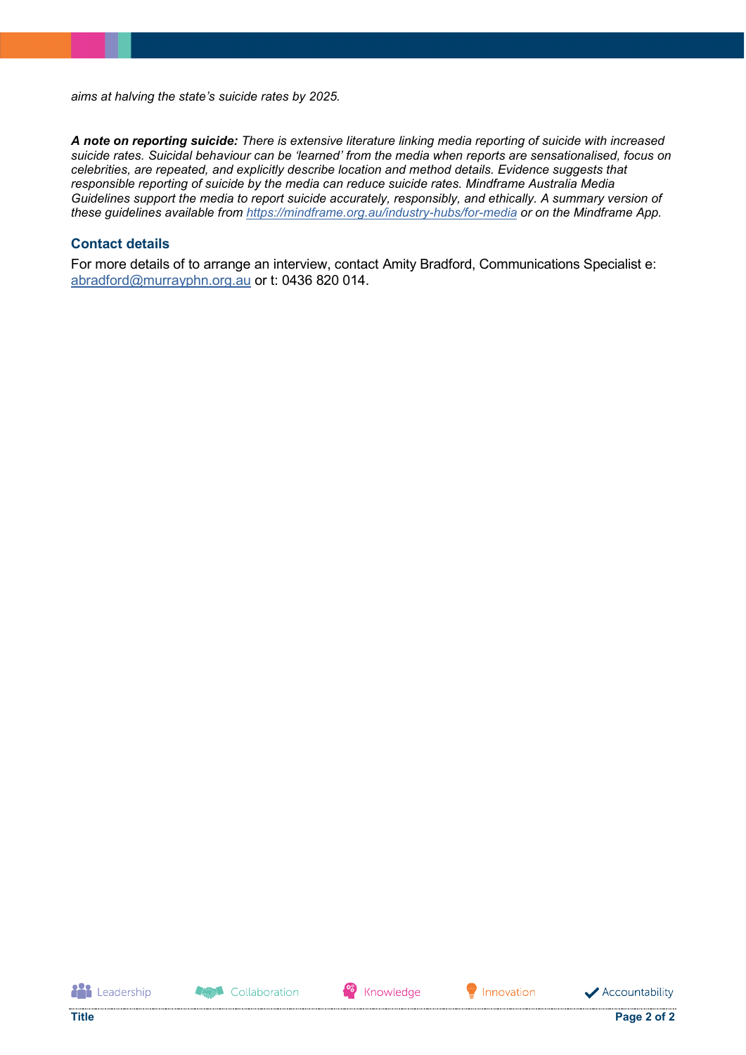*aims at halving the state's suicide rates by 2025.*

***A note on reporting suicide:*** *There is extensive literature linking media reporting of suicide with increased suicide rates. Suicidal behaviour can be 'learned' from the media when reports are sensationalised, focus on celebrities, are repeated, and explicitly describe location and method details. Evidence suggests that responsible reporting of suicide by the media can reduce suicide rates. Mindframe Australia Media Guidelines support the media to report suicide accurately, responsibly, and ethically. A summary version of these guidelines available from [https://mindframe.org.au/industry-hubs/for-media](https://mindframe.org.au/industry-hubs/for-media) or on the Mindframe App.*

## Contact details

For more details of to arrange an interview, contact Amity Bradford, Communications Specialist e: [abradford@murrayphn.org.au](mailto:abradford@murrayphn.org.au) or t: 0436 820 014.